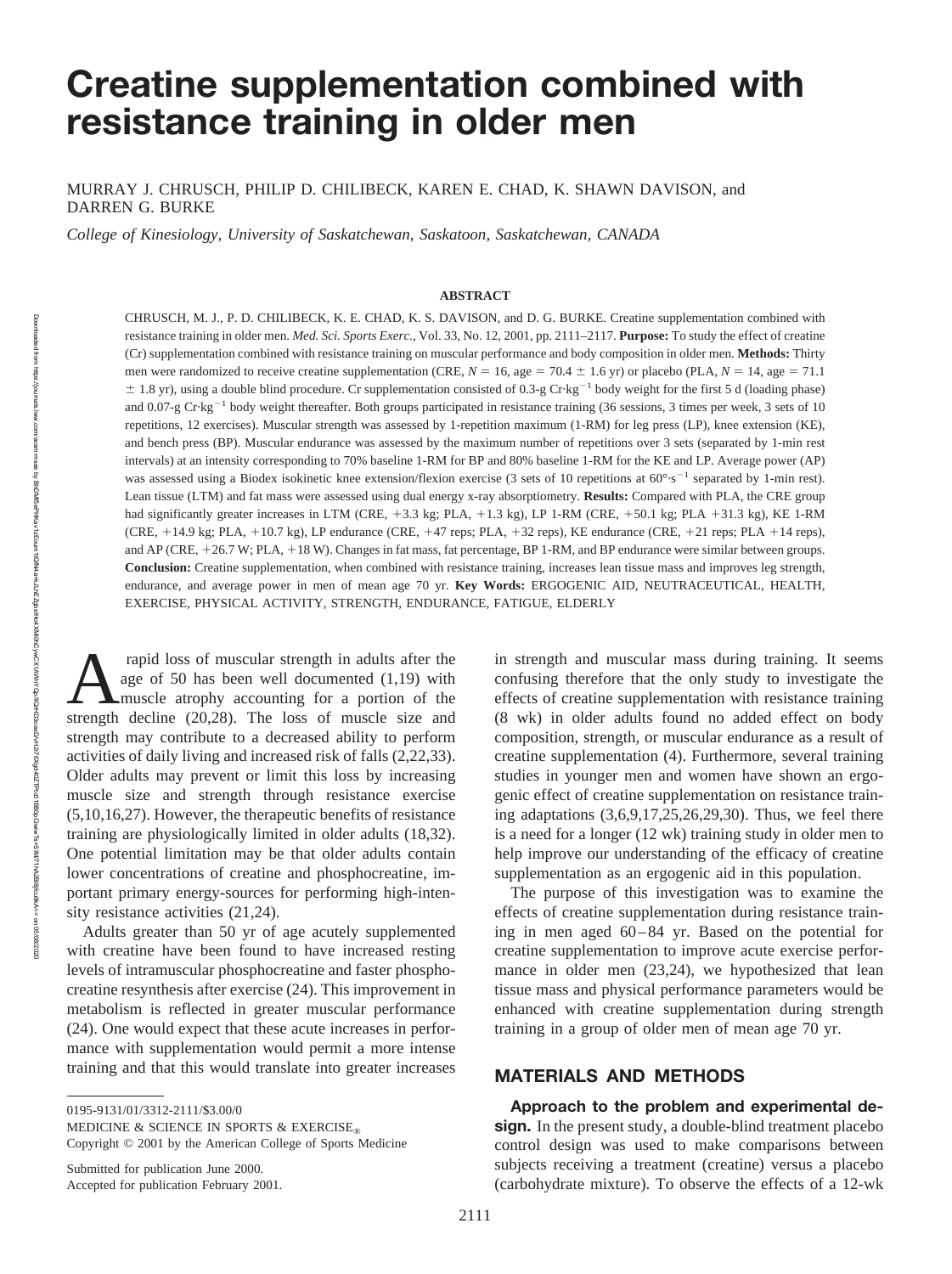# Creatine supplementation combined with resistance training in older men

MURRAY J. CHRUSCH, PHILIP D. CHILIBECK, KAREN E. CHAD, K. SHAWN DAVISON, and DARREN G. BURKE

*College of Kinesiology, University of Saskatchewan, Saskatoon, Saskatchewan, CANADA*

## ABSTRACT

CHRUSCH, M. J., P. D. CHILIBECK, K. E. CHAD, K. S. DAVISON, and D. G. BURKE. Creatine supplementation combined with resistance training in older men. *Med. Sci. Sports Exerc.*, Vol. 33, No. 12, 2001, pp. 2111–2117. **Purpose:** To study the effect of creatine (Cr) supplementation combined with resistance training on muscular performance and body composition in older men. **Methods:** Thirty men were randomized to receive creatine supplementation (CRE, $N = 16$, age = 70.4 ± 1.6 yr) or placebo (PLA, $N = 14$, age = 71.1 ± 1.8 yr), using a double blind procedure. Cr supplementation consisted of 0.3-g Cr·kg$^{-1}$ body weight for the first 5 d (loading phase) and 0.07-g Cr·kg$^{-1}$ body weight thereafter. Both groups participated in resistance training (36 sessions, 3 times per week, 3 sets of 10 repetitions, 12 exercises). Muscular strength was assessed by 1-repetition maximum (1-RM) for leg press (LP), knee extension (KE), and bench press (BP). Muscular endurance was assessed by the maximum number of repetitions over 3 sets (separated by 1-min rest intervals) at an intensity corresponding to 70% baseline 1-RM for BP and 80% baseline 1-RM for the KE and LP. Average power (AP) was assessed using a Biodex isokinetic knee extension/flexion exercise (3 sets of 10 repetitions at 60°·s$^{-1}$ separated by 1-min rest). Lean tissue (LTM) and fat mass were assessed using dual energy x-ray absorptiometry. **Results:** Compared with PLA, the CRE group had significantly greater increases in LTM (CRE, +3.3 kg; PLA, +1.3 kg), LP 1-RM (CRE, +50.1 kg; PLA +31.3 kg), KE 1-RM (CRE, +14.9 kg; PLA, +10.7 kg), LP endurance (CRE, +47 reps; PLA, +32 reps), KE endurance (CRE, +21 reps; PLA +14 reps), and AP (CRE, +26.7 W; PLA, +18 W). Changes in fat mass, fat percentage, BP 1-RM, and BP endurance were similar between groups. **Conclusion:** Creatine supplementation, when combined with resistance training, increases lean tissue mass and improves leg strength, endurance, and average power in men of mean age 70 yr. **Key Words:** ERGOGENIC AID, NEUTRACEUTICAL, HEALTH, EXERCISE, PHYSICAL ACTIVITY, STRENGTH, ENDURANCE, FATIGUE, ELDERLY

A rapid loss of muscular strength in adults after the age of 50 has been well documented (1,19) with muscle atrophy accounting for a portion of the strength decline (20,28). The loss of muscle size and strength may contribute to a decreased ability to perform activities of daily living and increased risk of falls (2,22,33). Older adults may prevent or limit this loss by increasing muscle size and strength through resistance exercise (5,10,16,27). However, the therapeutic benefits of resistance training are physiologically limited in older adults (18,32). One potential limitation may be that older adults contain lower concentrations of creatine and phosphocreatine, important primary energy-sources for performing high-intensity resistance activities (21,24).

Adults greater than 50 yr of age acutely supplemented with creatine have been found to have increased resting levels of intramuscular phosphocreatine and faster phosphocreatine resynthesis after exercise (24). This improvement in metabolism is reflected in greater muscular performance (24). One would expect that these acute increases in performance with supplementation would permit a more intense training and that this would translate into greater increases in strength and muscular mass during training. It seems confusing therefore that the only study to investigate the effects of creatine supplementation with resistance training (8 wk) in older adults found no added effect on body composition, strength, or muscular endurance as a result of creatine supplementation (4). Furthermore, several training studies in younger men and women have shown an ergogenic effect of creatine supplementation on resistance training adaptations (3,6,9,17,25,26,29,30). Thus, we feel there is a need for a longer (12 wk) training study in older men to help improve our understanding of the efficacy of creatine supplementation as an ergogenic aid in this population.

The purpose of this investigation was to examine the effects of creatine supplementation during resistance training in men aged 60–84 yr. Based on the potential for creatine supplementation to improve acute exercise performance in older men (23,24), we hypothesized that lean tissue mass and physical performance parameters would be enhanced with creatine supplementation during strength training in a group of older men of mean age 70 yr.

## MATERIALS AND METHODS

**Approach to the problem and experimental design.** In the present study, a double-blind treatment placebo control design was used to make comparisons between subjects receiving a treatment (creatine) versus a placebo (carbohydrate mixture). To observe the effects of a 12-wk

0195-9131/01/3312-2111/$3.00/0
MEDICINE & SCIENCE IN SPORTS & EXERCISE®
Copyright © 2001 by the American College of Sports Medicine

Submitted for publication June 2000.
Accepted for publication February 2001.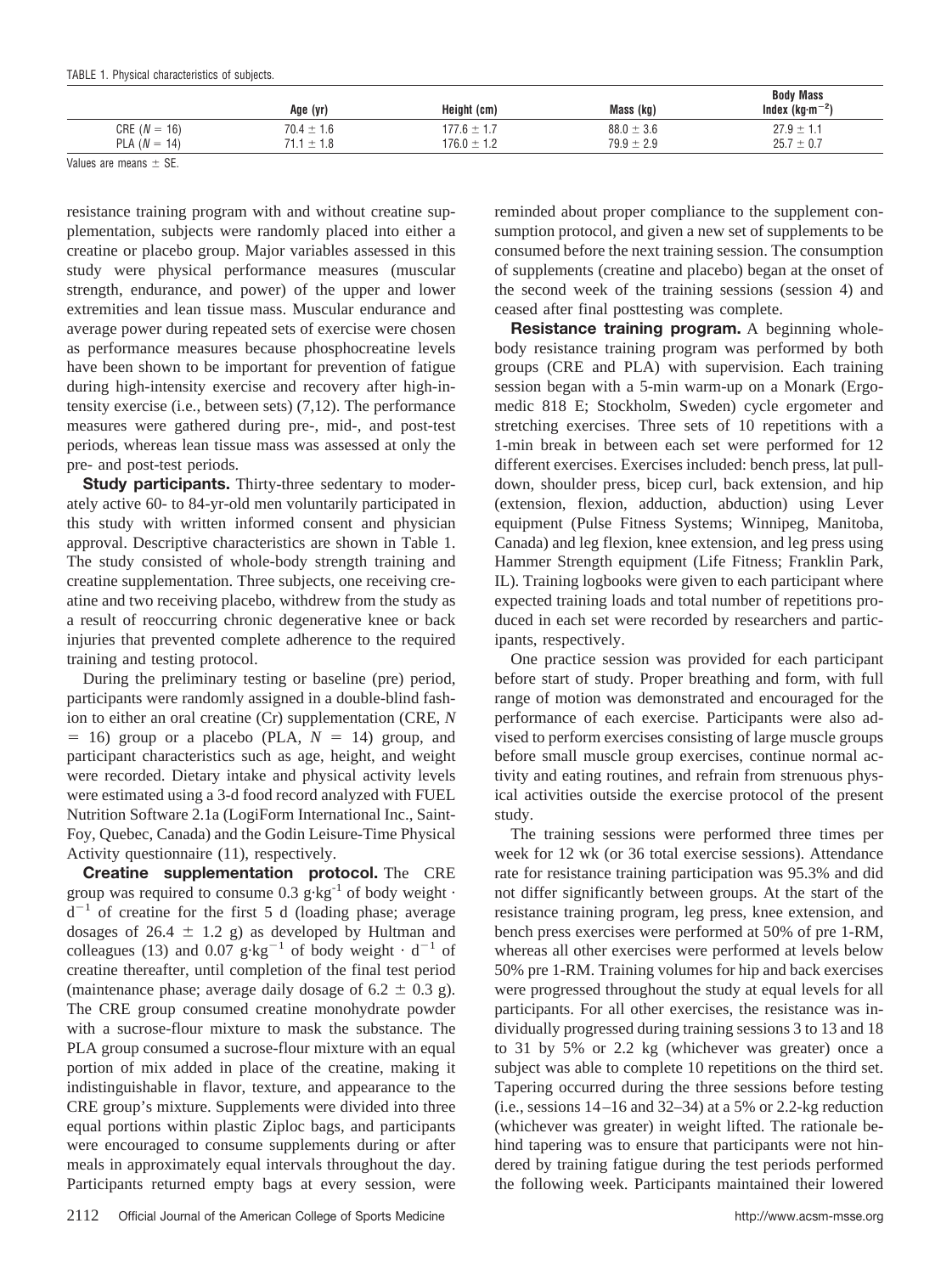TABLE 1. Physical characteristics of subjects.

| | Age (yr) | Height (cm) | Mass (kg) | Body Mass Index ($kg \cdot m^{-2}$) |
|---|---|---|---|---|
| CRE ($N = 16$) | 70.4 ± 1.6 | 177.6 ± 1.7 | 88.0 ± 3.6 | 27.9 ± 1.1 |
| PLA ($N = 14$) | 71.1 ± 1.8 | 176.0 ± 1.2 | 79.9 ± 2.9 | 25.7 ± 0.7 |

Values are means ± SE.

resistance training program with and without creatine supplementation, subjects were randomly placed into either a creatine or placebo group. Major variables assessed in this study were physical performance measures (muscular strength, endurance, and power) of the upper and lower extremities and lean tissue mass. Muscular endurance and average power during repeated sets of exercise were chosen as performance measures because phosphocreatine levels have been shown to be important for prevention of fatigue during high-intensity exercise and recovery after high-intensity exercise (i.e., between sets) (7,12). The performance measures were gathered during pre-, mid-, and post-test periods, whereas lean tissue mass was assessed at only the pre- and post-test periods.

**Study participants.** Thirty-three sedentary to moderately active 60- to 84-yr-old men voluntarily participated in this study with written informed consent and physician approval. Descriptive characteristics are shown in Table 1. The study consisted of whole-body strength training and creatine supplementation. Three subjects, one receiving creatine and two receiving placebo, withdrew from the study as a result of reoccurring chronic degenerative knee or back injuries that prevented complete adherence to the required training and testing protocol.

During the preliminary testing or baseline (pre) period, participants were randomly assigned in a double-blind fashion to either an oral creatine (Cr) supplementation (CRE, $N = 16$) group or a placebo (PLA, $N = 14$) group, and participant characteristics such as age, height, and weight were recorded. Dietary intake and physical activity levels were estimated using a 3-d food record analyzed with FUEL Nutrition Software 2.1a (LogiForm International Inc., Saint-Foy, Quebec, Canada) and the Godin Leisure-Time Physical Activity questionnaire (11), respectively.

**Creatine supplementation protocol.** The CRE group was required to consume $0.3\ g \cdot kg^{-1}$ of body weight $\cdot\ d^{-1}$ of creatine for the first 5 d (loading phase; average dosages of 26.4 ± 1.2 g) as developed by Hultman and colleagues (13) and $0.07\ g \cdot kg^{-1}$ of body weight $\cdot\ d^{-1}$ of creatine thereafter, until completion of the final test period (maintenance phase; average daily dosage of 6.2 ± 0.3 g). The CRE group consumed creatine monohydrate powder with a sucrose-flour mixture to mask the substance. The PLA group consumed a sucrose-flour mixture with an equal portion of mix added in place of the creatine, making it indistinguishable in flavor, texture, and appearance to the CRE group's mixture. Supplements were divided into three equal portions within plastic Ziploc bags, and participants were encouraged to consume supplements during or after meals in approximately equal intervals throughout the day. Participants returned empty bags at every session, were reminded about proper compliance to the supplement consumption protocol, and given a new set of supplements to be consumed before the next training session. The consumption of supplements (creatine and placebo) began at the onset of the second week of the training sessions (session 4) and ceased after final posttesting was complete.

**Resistance training program.** A beginning whole-body resistance training program was performed by both groups (CRE and PLA) with supervision. Each training session began with a 5-min warm-up on a Monark (Ergomedic 818 E; Stockholm, Sweden) cycle ergometer and stretching exercises. Three sets of 10 repetitions with a 1-min break in between each set were performed for 12 different exercises. Exercises included: bench press, lat pulldown, shoulder press, bicep curl, back extension, and hip (extension, flexion, adduction, abduction) using Lever equipment (Pulse Fitness Systems; Winnipeg, Manitoba, Canada) and leg flexion, knee extension, and leg press using Hammer Strength equipment (Life Fitness; Franklin Park, IL). Training logbooks were given to each participant where expected training loads and total number of repetitions produced in each set were recorded by researchers and participants, respectively.

One practice session was provided for each participant before start of study. Proper breathing and form, with full range of motion was demonstrated and encouraged for the performance of each exercise. Participants were also advised to perform exercises consisting of large muscle groups before small muscle group exercises, continue normal activity and eating routines, and refrain from strenuous physical activities outside the exercise protocol of the present study.

The training sessions were performed three times per week for 12 wk (or 36 total exercise sessions). Attendance rate for resistance training participation was 95.3% and did not differ significantly between groups. At the start of the resistance training program, leg press, knee extension, and bench press exercises were performed at 50% of pre 1-RM, whereas all other exercises were performed at levels below 50% pre 1-RM. Training volumes for hip and back exercises were progressed throughout the study at equal levels for all participants. For all other exercises, the resistance was individually progressed during training sessions 3 to 13 and 18 to 31 by 5% or 2.2 kg (whichever was greater) once a subject was able to complete 10 repetitions on the third set. Tapering occurred during the three sessions before testing (i.e., sessions 14–16 and 32–34) at a 5% or 2.2-kg reduction (whichever was greater) in weight lifted. The rationale behind tapering was to ensure that participants were not hindered by training fatigue during the test periods performed the following week. Participants maintained their lowered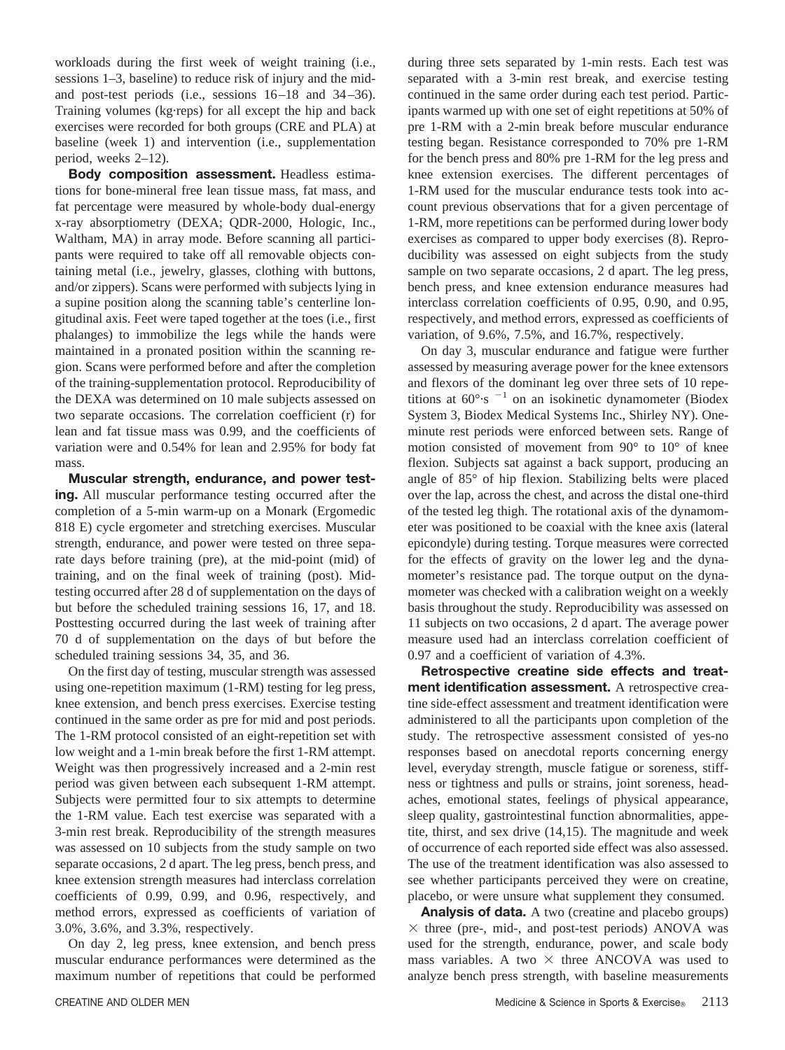workloads during the first week of weight training (i.e., sessions 1–3, baseline) to reduce risk of injury and the mid- and post-test periods (i.e., sessions 16–18 and 34–36). Training volumes (kg·reps) for all except the hip and back exercises were recorded for both groups (CRE and PLA) at baseline (week 1) and intervention (i.e., supplementation period, weeks 2–12).

**Body composition assessment.** Headless estimations for bone-mineral free lean tissue mass, fat mass, and fat percentage were measured by whole-body dual-energy x-ray absorptiometry (DEXA; QDR-2000, Hologic, Inc., Waltham, MA) in array mode. Before scanning all participants were required to take off all removable objects containing metal (i.e., jewelry, glasses, clothing with buttons, and/or zippers). Scans were performed with subjects lying in a supine position along the scanning table's centerline longitudinal axis. Feet were taped together at the toes (i.e., first phalanges) to immobilize the legs while the hands were maintained in a pronated position within the scanning region. Scans were performed before and after the completion of the training-supplementation protocol. Reproducibility of the DEXA was determined on 10 male subjects assessed on two separate occasions. The correlation coefficient (r) for lean and fat tissue mass was 0.99, and the coefficients of variation were and 0.54% for lean and 2.95% for body fat mass.

**Muscular strength, endurance, and power testing.** All muscular performance testing occurred after the completion of a 5-min warm-up on a Monark (Ergomedic 818 E) cycle ergometer and stretching exercises. Muscular strength, endurance, and power were tested on three separate days before training (pre), at the mid-point (mid) of training, and on the final week of training (post). Mid-testing occurred after 28 d of supplementation on the days of but before the scheduled training sessions 16, 17, and 18. Posttesting occurred during the last week of training after 70 d of supplementation on the days of but before the scheduled training sessions 34, 35, and 36.

On the first day of testing, muscular strength was assessed using one-repetition maximum (1-RM) testing for leg press, knee extension, and bench press exercises. Exercise testing continued in the same order as pre for mid and post periods. The 1-RM protocol consisted of an eight-repetition set with low weight and a 1-min break before the first 1-RM attempt. Weight was then progressively increased and a 2-min rest period was given between each subsequent 1-RM attempt. Subjects were permitted four to six attempts to determine the 1-RM value. Each test exercise was separated with a 3-min rest break. Reproducibility of the strength measures was assessed on 10 subjects from the study sample on two separate occasions, 2 d apart. The leg press, bench press, and knee extension strength measures had interclass correlation coefficients of 0.99, 0.99, and 0.96, respectively, and method errors, expressed as coefficients of variation of 3.0%, 3.6%, and 3.3%, respectively.

On day 2, leg press, knee extension, and bench press muscular endurance performances were determined as the maximum number of repetitions that could be performed during three sets separated by 1-min rests. Each test was separated with a 3-min rest break, and exercise testing continued in the same order during each test period. Participants warmed up with one set of eight repetitions at 50% of pre 1-RM with a 2-min break before muscular endurance testing began. Resistance corresponded to 70% pre 1-RM for the bench press and 80% pre 1-RM for the leg press and knee extension exercises. The different percentages of 1-RM used for the muscular endurance tests took into account previous observations that for a given percentage of 1-RM, more repetitions can be performed during lower body exercises as compared to upper body exercises (8). Reproducibility was assessed on eight subjects from the study sample on two separate occasions, 2 d apart. The leg press, bench press, and knee extension endurance measures had interclass correlation coefficients of 0.95, 0.90, and 0.95, respectively, and method errors, expressed as coefficients of variation, of 9.6%, 7.5%, and 16.7%, respectively.

On day 3, muscular endurance and fatigue were further assessed by measuring average power for the knee extensors and flexors of the dominant leg over three sets of 10 repetitions at $60° \cdot s^{-1}$ on an isokinetic dynamometer (Biodex System 3, Biodex Medical Systems Inc., Shirley NY). One-minute rest periods were enforced between sets. Range of motion consisted of movement from 90° to 10° of knee flexion. Subjects sat against a back support, producing an angle of 85° of hip flexion. Stabilizing belts were placed over the lap, across the chest, and across the distal one-third of the tested leg thigh. The rotational axis of the dynamometer was positioned to be coaxial with the knee axis (lateral epicondyle) during testing. Torque measures were corrected for the effects of gravity on the lower leg and the dynamometer's resistance pad. The torque output on the dynamometer was checked with a calibration weight on a weekly basis throughout the study. Reproducibility was assessed on 11 subjects on two occasions, 2 d apart. The average power measure used had an interclass correlation coefficient of 0.97 and a coefficient of variation of 4.3%.

**Retrospective creatine side effects and treatment identification assessment.** A retrospective creatine side-effect assessment and treatment identification were administered to all the participants upon completion of the study. The retrospective assessment consisted of yes-no responses based on anecdotal reports concerning energy level, everyday strength, muscle fatigue or soreness, stiffness or tightness and pulls or strains, joint soreness, headaches, emotional states, feelings of physical appearance, sleep quality, gastrointestinal function abnormalities, appetite, thirst, and sex drive (14,15). The magnitude and week of occurrence of each reported side effect was also assessed. The use of the treatment identification was also assessed to see whether participants perceived they were on creatine, placebo, or were unsure what supplement they consumed.

**Analysis of data.** A two (creatine and placebo groups) $\times$ three (pre-, mid-, and post-test periods) ANOVA was used for the strength, endurance, power, and scale body mass variables. A two $\times$ three ANCOVA was used to analyze bench press strength, with baseline measurements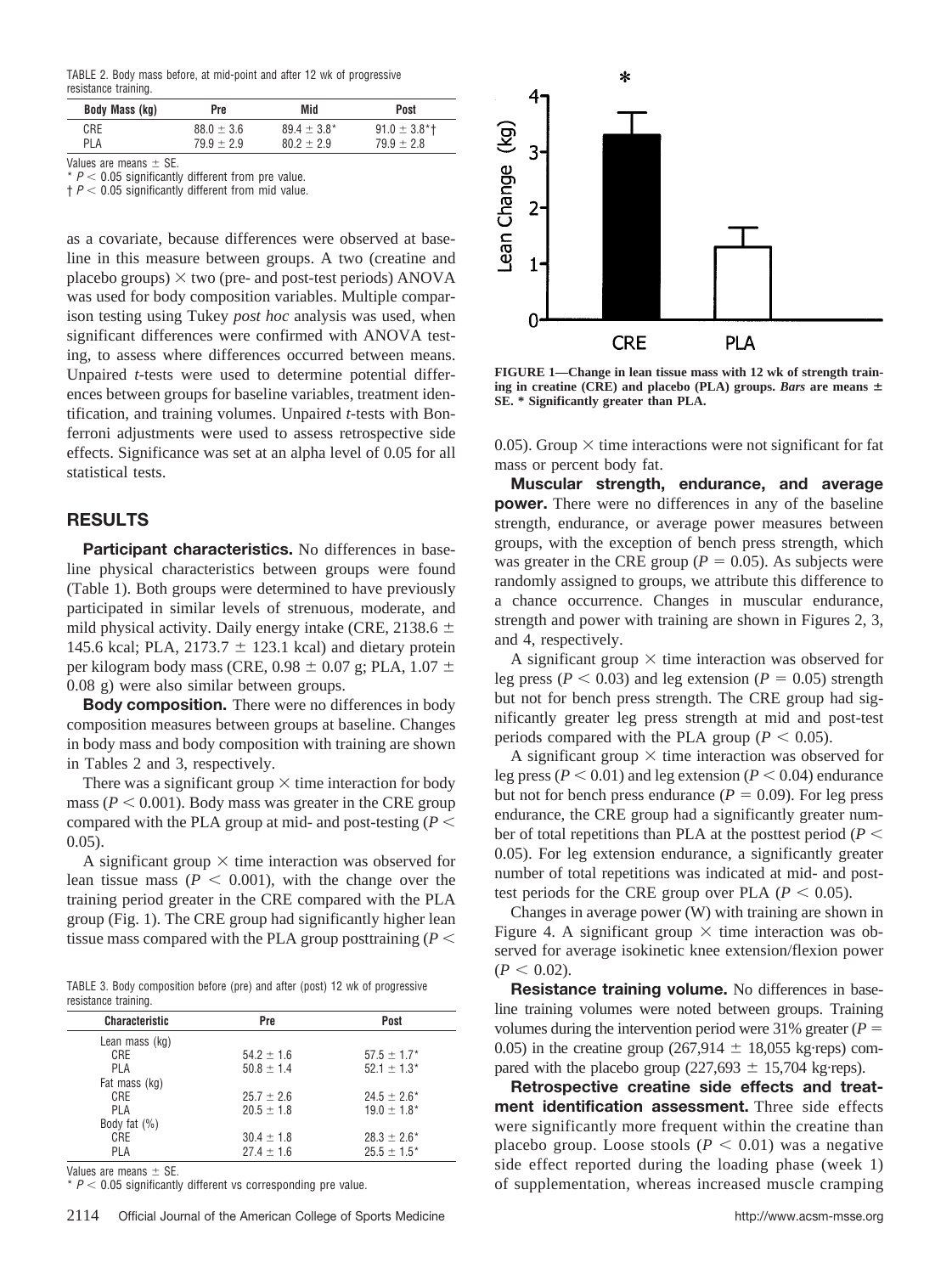TABLE 2. Body mass before, at mid-point and after 12 wk of progressive resistance training.

| Body Mass (kg) | Pre | Mid | Post |
|---|---|---|---|
| CRE | 88.0 ± 3.6 | 89.4 ± 3.8* | 91.0 ± 3.8*† |
| PLA | 79.9 ± 2.9 | 80.2 ± 2.9 | 79.9 ± 2.8 |

Values are means ± SE.
* $P < 0.05$ significantly different from pre value.
† $P < 0.05$ significantly different from mid value.

as a covariate, because differences were observed at baseline in this measure between groups. A two (creatine and placebo groups) × two (pre- and post-test periods) ANOVA was used for body composition variables. Multiple comparison testing using Tukey *post hoc* analysis was used, when significant differences were confirmed with ANOVA testing, to assess where differences occurred between means. Unpaired *t*-tests were used to determine potential differences between groups for baseline variables, treatment identification, and training volumes. Unpaired *t*-tests with Bonferroni adjustments were used to assess retrospective side effects. Significance was set at an alpha level of 0.05 for all statistical tests.

## RESULTS

**Participant characteristics.** No differences in baseline physical characteristics between groups were found (Table 1). Both groups were determined to have previously participated in similar levels of strenuous, moderate, and mild physical activity. Daily energy intake (CRE, 2138.6 ± 145.6 kcal; PLA, 2173.7 ± 123.1 kcal) and dietary protein per kilogram body mass (CRE, 0.98 ± 0.07 g; PLA, 1.07 ± 0.08 g) were also similar between groups.

**Body composition.** There were no differences in body composition measures between groups at baseline. Changes in body mass and body composition with training are shown in Tables 2 and 3, respectively.

There was a significant group × time interaction for body mass ($P < 0.001$). Body mass was greater in the CRE group compared with the PLA group at mid- and post-testing ($P < 0.05$).

A significant group × time interaction was observed for lean tissue mass ($P < 0.001$), with the change over the training period greater in the CRE compared with the PLA group (Fig. 1). The CRE group had significantly higher lean tissue mass compared with the PLA group posttraining ($P < 0.05$). Group × time interactions were not significant for fat mass or percent body fat.

TABLE 3. Body composition before (pre) and after (post) 12 wk of progressive resistance training.

| Characteristic | Pre | Post |
|---|---|---|
| Lean mass (kg) | | |
| CRE | 54.2 ± 1.6 | 57.5 ± 1.7* |
| PLA | 50.8 ± 1.4 | 52.1 ± 1.3* |
| Fat mass (kg) | | |
| CRE | 25.7 ± 2.6 | 24.5 ± 2.6* |
| PLA | 20.5 ± 1.8 | 19.0 ± 1.8* |
| Body fat (%) | | |
| CRE | 30.4 ± 1.8 | 28.3 ± 2.6* |
| PLA | 27.4 ± 1.6 | 25.5 ± 1.5* |

Values are means ± SE.
* $P < 0.05$ significantly different vs corresponding pre value.

**FIGURE 1—Change in lean tissue mass with 12 wk of strength training in creatine (CRE) and placebo (PLA) groups.** ***Bars*** **are means ± SE. * Significantly greater than PLA.**

**Muscular strength, endurance, and average power.** There were no differences in any of the baseline strength, endurance, or average power measures between groups, with the exception of bench press strength, which was greater in the CRE group ($P = 0.05$). As subjects were randomly assigned to groups, we attribute this difference to a chance occurrence. Changes in muscular endurance, strength and power with training are shown in Figures 2, 3, and 4, respectively.

A significant group × time interaction was observed for leg press ($P < 0.03$) and leg extension ($P = 0.05$) strength but not for bench press strength. The CRE group had significantly greater leg press strength at mid and post-test periods compared with the PLA group ($P < 0.05$).

A significant group × time interaction was observed for leg press ($P < 0.01$) and leg extension ($P < 0.04$) endurance but not for bench press endurance ($P = 0.09$). For leg press endurance, the CRE group had a significantly greater number of total repetitions than PLA at the posttest period ($P < 0.05$). For leg extension endurance, a significantly greater number of total repetitions was indicated at mid- and posttest periods for the CRE group over PLA ($P < 0.05$).

Changes in average power (W) with training are shown in Figure 4. A significant group × time interaction was observed for average isokinetic knee extension/flexion power ($P < 0.02$).

**Resistance training volume.** No differences in baseline training volumes were noted between groups. Training volumes during the intervention period were 31% greater ($P = 0.05$) in the creatine group (267,914 ± 18,055 kg·reps) compared with the placebo group (227,693 ± 15,704 kg·reps).

**Retrospective creatine side effects and treatment identification assessment.** Three side effects were significantly more frequent within the creatine than placebo group. Loose stools ($P < 0.01$) was a negative side effect reported during the loading phase (week 1) of supplementation, whereas increased muscle cramping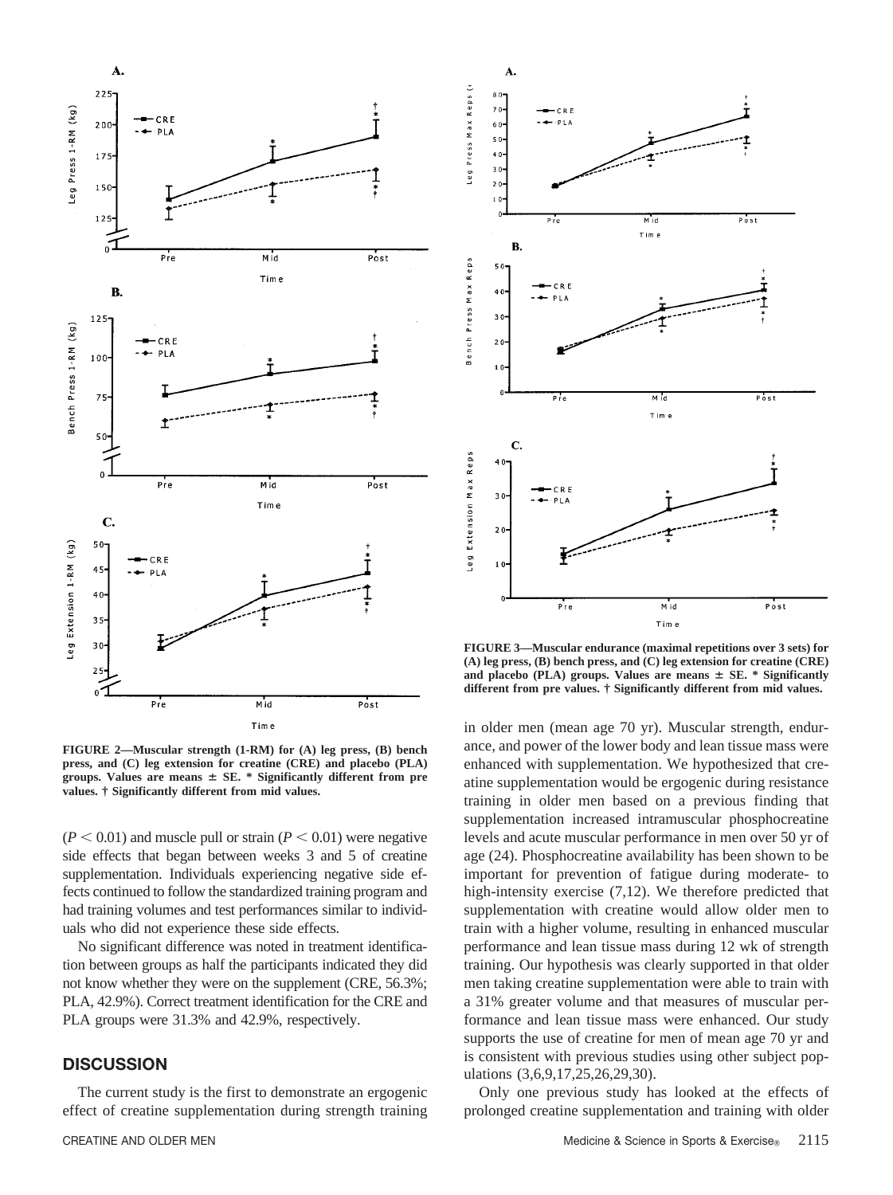FIGURE 2—Muscular strength (1-RM) for (A) leg press, (B) bench press, and (C) leg extension for creatine (CRE) and placebo (PLA) groups. Values are means ± SE. * Significantly different from pre values. † Significantly different from mid values.

FIGURE 3—Muscular endurance (maximal repetitions over 3 sets) for (A) leg press, (B) bench press, and (C) leg extension for creatine (CRE) and placebo (PLA) groups. Values are means ± SE. * Significantly different from pre values. † Significantly different from mid values.

($P < 0.01$) and muscle pull or strain ($P < 0.01$) were negative side effects that began between weeks 3 and 5 of creatine supplementation. Individuals experiencing negative side effects continued to follow the standardized training program and had training volumes and test performances similar to individuals who did not experience these side effects.

No significant difference was noted in treatment identification between groups as half the participants indicated they did not know whether they were on the supplement (CRE, 56.3%; PLA, 42.9%). Correct treatment identification for the CRE and PLA groups were 31.3% and 42.9%, respectively.

## DISCUSSION

The current study is the first to demonstrate an ergogenic effect of creatine supplementation during strength training in older men (mean age 70 yr). Muscular strength, endurance, and power of the lower body and lean tissue mass were enhanced with supplementation. We hypothesized that creatine supplementation would be ergogenic during resistance training in older men based on a previous finding that supplementation increased intramuscular phosphocreatine levels and acute muscular performance in men over 50 yr of age (24). Phosphocreatine availability has been shown to be important for prevention of fatigue during moderate- to high-intensity exercise (7,12). We therefore predicted that supplementation with creatine would allow older men to train with a higher volume, resulting in enhanced muscular performance and lean tissue mass during 12 wk of strength training. Our hypothesis was clearly supported in that older men taking creatine supplementation were able to train with a 31% greater volume and that measures of muscular performance and lean tissue mass were enhanced. Our study supports the use of creatine for men of mean age 70 yr and is consistent with previous studies using other subject populations (3,6,9,17,25,26,29,30).

Only one previous study has looked at the effects of prolonged creatine supplementation and training with older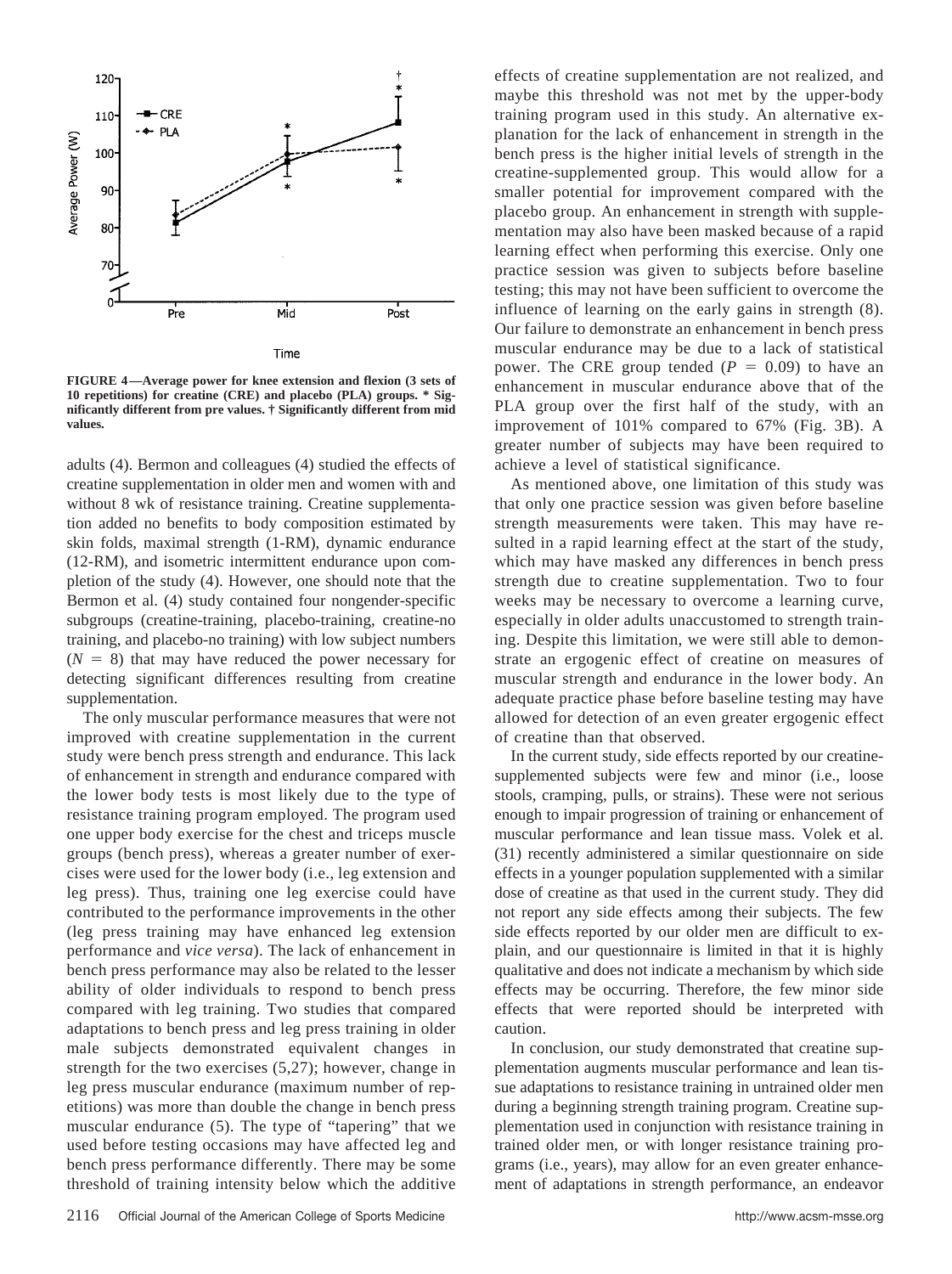120
110
100
90
80
70
0
Average Power (W)
CRE
PLA
Pre
Mid
Post
Time
*
*
*
*
†

**FIGURE 4—Average power for knee extension and flexion (3 sets of 10 repetitions) for creatine (CRE) and placebo (PLA) groups. * Significantly different from pre values. † Significantly different from mid values.**

adults (4). Bermon and colleagues (4) studied the effects of creatine supplementation in older men and women with and without 8 wk of resistance training. Creatine supplementation added no benefits to body composition estimated by skin folds, maximal strength (1-RM), dynamic endurance (12-RM), and isometric intermittent endurance upon completion of the study (4). However, one should note that the Bermon et al. (4) study contained four nongender-specific subgroups (creatine-training, placebo-training, creatine-no training, and placebo-no training) with low subject numbers ($N = 8$) that may have reduced the power necessary for detecting significant differences resulting from creatine supplementation.

The only muscular performance measures that were not improved with creatine supplementation in the current study were bench press strength and endurance. This lack of enhancement in strength and endurance compared with the lower body tests is most likely due to the type of resistance training program employed. The program used one upper body exercise for the chest and triceps muscle groups (bench press), whereas a greater number of exercises were used for the lower body (i.e., leg extension and leg press). Thus, training one leg exercise could have contributed to the performance improvements in the other (leg press training may have enhanced leg extension performance and *vice versa*). The lack of enhancement in bench press performance may also be related to the lesser ability of older individuals to respond to bench press compared with leg training. Two studies that compared adaptations to bench press and leg press training in older male subjects demonstrated equivalent changes in strength for the two exercises (5,27); however, change in leg press muscular endurance (maximum number of repetitions) was more than double the change in bench press muscular endurance (5). The type of "tapering" that we used before testing occasions may have affected leg and bench press performance differently. There may be some threshold of training intensity below which the additive effects of creatine supplementation are not realized, and maybe this threshold was not met by the upper-body training program used in this study. An alternative explanation for the lack of enhancement in strength in the bench press is the higher initial levels of strength in the creatine-supplemented group. This would allow for a smaller potential for improvement compared with the placebo group. An enhancement in strength with supplementation may also have been masked because of a rapid learning effect when performing this exercise. Only one practice session was given to subjects before baseline testing; this may not have been sufficient to overcome the influence of learning on the early gains in strength (8). Our failure to demonstrate an enhancement in bench press muscular endurance may be due to a lack of statistical power. The CRE group tended ($P = 0.09$) to have an enhancement in muscular endurance above that of the PLA group over the first half of the study, with an improvement of 101% compared to 67% (Fig. 3B). A greater number of subjects may have been required to achieve a level of statistical significance.

As mentioned above, one limitation of this study was that only one practice session was given before baseline strength measurements were taken. This may have resulted in a rapid learning effect at the start of the study, which may have masked any differences in bench press strength due to creatine supplementation. Two to four weeks may be necessary to overcome a learning curve, especially in older adults unaccustomed to strength training. Despite this limitation, we were still able to demonstrate an ergogenic effect of creatine on measures of muscular strength and endurance in the lower body. An adequate practice phase before baseline testing may have allowed for detection of an even greater ergogenic effect of creatine than that observed.

In the current study, side effects reported by our creatine-supplemented subjects were few and minor (i.e., loose stools, cramping, pulls, or strains). These were not serious enough to impair progression of training or enhancement of muscular performance and lean tissue mass. Volek et al. (31) recently administered a similar questionnaire on side effects in a younger population supplemented with a similar dose of creatine as that used in the current study. They did not report any side effects among their subjects. The few side effects reported by our older men are difficult to explain, and our questionnaire is limited in that it is highly qualitative and does not indicate a mechanism by which side effects may be occurring. Therefore, the few minor side effects that were reported should be interpreted with caution.

In conclusion, our study demonstrated that creatine supplementation augments muscular performance and lean tissue adaptations to resistance training in untrained older men during a beginning strength training program. Creatine supplementation used in conjunction with resistance training in trained older men, or with longer resistance training programs (i.e., years), may allow for an even greater enhancement of adaptations in strength performance, an endeavor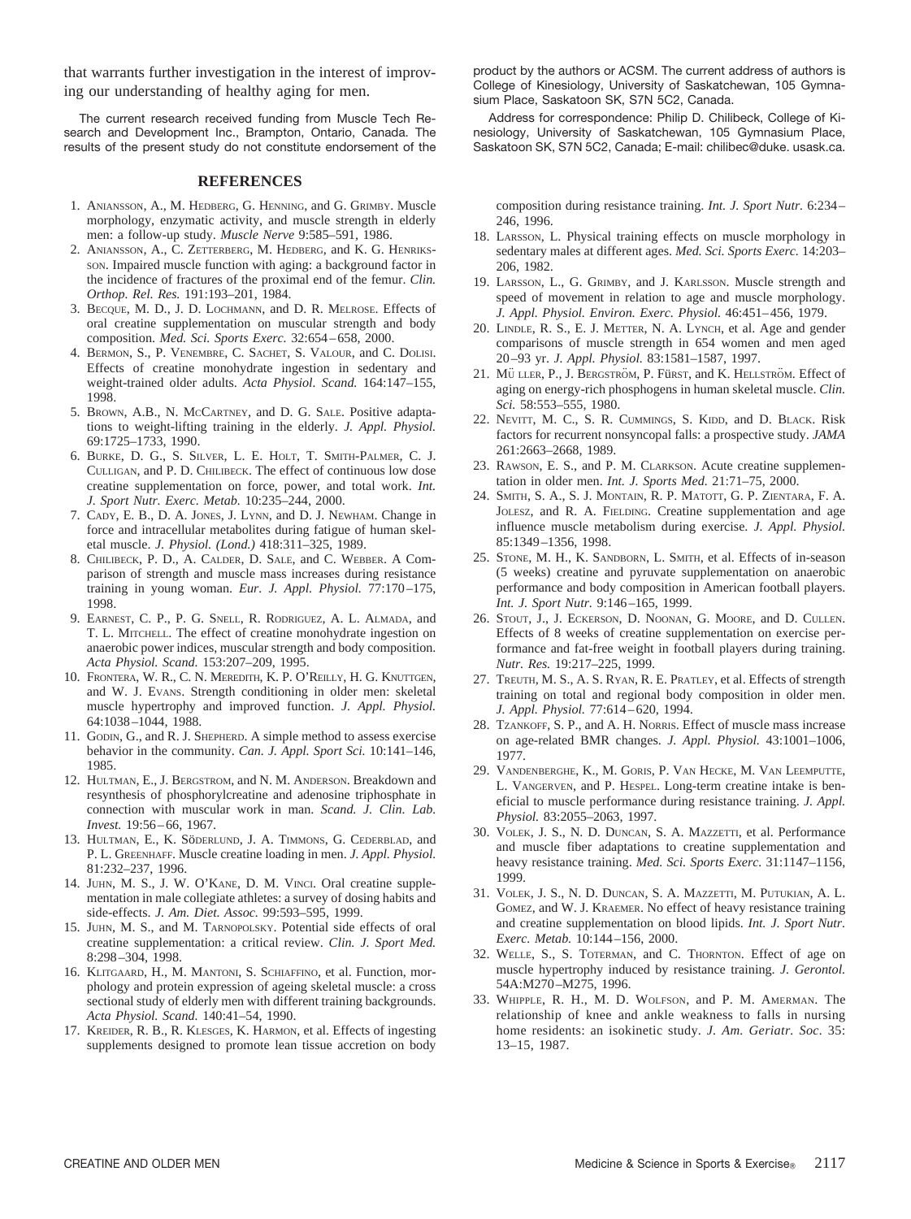that warrants further investigation in the interest of improving our understanding of healthy aging for men.

The current research received funding from Muscle Tech Research and Development Inc., Brampton, Ontario, Canada. The results of the present study do not constitute endorsement of the product by the authors or ACSM. The current address of authors is College of Kinesiology, University of Saskatchewan, 105 Gymnasium Place, Saskatoon SK, S7N 5C2, Canada.

Address for correspondence: Philip D. Chilibeck, College of Kinesiology, University of Saskatchewan, 105 Gymnasium Place, Saskatoon SK, S7N 5C2, Canada; E-mail: chilibec@duke. usask.ca.

## REFERENCES

1. Aniansson, A., M. Hedberg, G. Henning, and G. Grimby. Muscle morphology, enzymatic activity, and muscle strength in elderly men: a follow-up study. *Muscle Nerve* 9:585–591, 1986.
2. Aniansson, A., C. Zetterberg, M. Hedberg, and K. G. Henriksson. Impaired muscle function with aging: a background factor in the incidence of fractures of the proximal end of the femur. *Clin. Orthop. Rel. Res.* 191:193–201, 1984.
3. Becque, M. D., J. D. Lochmann, and D. R. Melrose. Effects of oral creatine supplementation on muscular strength and body composition. *Med. Sci. Sports Exerc.* 32:654–658, 2000.
4. Bermon, S., P. Venembre, C. Sachet, S. Valour, and C. Dolisi. Effects of creatine monohydrate ingestion in sedentary and weight-trained older adults. *Acta Physiol. Scand.* 164:147–155, 1998.
5. Brown, A.B., N. McCartney, and D. G. Sale. Positive adaptations to weight-lifting training in the elderly. *J. Appl. Physiol.* 69:1725–1733, 1990.
6. Burke, D. G., S. Silver, L. E. Holt, T. Smith-Palmer, C. J. Culligan, and P. D. Chilibeck. The effect of continuous low dose creatine supplementation on force, power, and total work. *Int. J. Sport Nutr. Exerc. Metab.* 10:235–244, 2000.
7. Cady, E. B., D. A. Jones, J. Lynn, and D. J. Newham. Change in force and intracellular metabolites during fatigue of human skeletal muscle. *J. Physiol. (Lond.)* 418:311–325, 1989.
8. Chilibeck, P. D., A. Calder, D. Sale, and C. Webber. A Comparison of strength and muscle mass increases during resistance training in young woman. *Eur. J. Appl. Physiol.* 77:170–175, 1998.
9. Earnest, C. P., P. G. Snell, R. Rodriguez, A. L. Almada, and T. L. Mitchell. The effect of creatine monohydrate ingestion on anaerobic power indices, muscular strength and body composition. *Acta Physiol. Scand.* 153:207–209, 1995.
10. Frontera, W. R., C. N. Meredith, K. P. O'Reilly, H. G. Knuttgen, and W. J. Evans. Strength conditioning in older men: skeletal muscle hypertrophy and improved function. *J. Appl. Physiol.* 64:1038–1044, 1988.
11. Godin, G., and R. J. Shepherd. A simple method to assess exercise behavior in the community. *Can. J. Appl. Sport Sci.* 10:141–146, 1985.
12. Hultman, E., J. Bergstrom, and N. M. Anderson. Breakdown and resynthesis of phosphorylcreatine and adenosine triphosphate in connection with muscular work in man. *Scand. J. Clin. Lab. Invest.* 19:56–66, 1967.
13. Hultman, E., K. Söderlund, J. A. Timmons, G. Cederblad, and P. L. Greenhaff. Muscle creatine loading in men. *J. Appl. Physiol.* 81:232–237, 1996.
14. Juhn, M. S., J. W. O'Kane, D. M. Vinci. Oral creatine supplementation in male collegiate athletes: a survey of dosing habits and side-effects. *J. Am. Diet. Assoc.* 99:593–595, 1999.
15. Juhn, M. S., and M. Tarnopolsky. Potential side effects of oral creatine supplementation: a critical review. *Clin. J. Sport Med.* 8:298–304, 1998.
16. Klitgaard, H., M. Mantoni, S. Schiaffino, et al. Function, morphology and protein expression of ageing skeletal muscle: a cross sectional study of elderly men with different training backgrounds. *Acta Physiol. Scand.* 140:41–54, 1990.
17. Kreider, R. B., R. Klesges, K. Harmon, et al. Effects of ingesting supplements designed to promote lean tissue accretion on body composition during resistance training. *Int. J. Sport Nutr.* 6:234–246, 1996.
18. Larsson, L. Physical training effects on muscle morphology in sedentary males at different ages. *Med. Sci. Sports Exerc.* 14:203–206, 1982.
19. Larsson, L., G. Grimby, and J. Karlsson. Muscle strength and speed of movement in relation to age and muscle morphology. *J. Appl. Physiol. Environ. Exerc. Physiol.* 46:451–456, 1979.
20. Lindle, R. S., E. J. Metter, N. A. Lynch, et al. Age and gender comparisons of muscle strength in 654 women and men aged 20–93 yr. *J. Appl. Physiol.* 83:1581–1587, 1997.
21. Mü ller, P., J. Bergström, P. Fürst, and K. Hellström. Effect of aging on energy-rich phosphogens in human skeletal muscle. *Clin. Sci.* 58:553–555, 1980.
22. Nevitt, M. C., S. R. Cummings, S. Kidd, and D. Black. Risk factors for recurrent nonsyncopal falls: a prospective study. *JAMA* 261:2663–2668, 1989.
23. Rawson, E. S., and P. M. Clarkson. Acute creatine supplementation in older men. *Int. J. Sports Med.* 21:71–75, 2000.
24. Smith, S. A., S. J. Montain, R. P. Matott, G. P. Zientara, F. A. Jolesz, and R. A. Fielding. Creatine supplementation and age influence muscle metabolism during exercise. *J. Appl. Physiol.* 85:1349–1356, 1998.
25. Stone, M. H., K. Sandborn, L. Smith, et al. Effects of in-season (5 weeks) creatine and pyruvate supplementation on anaerobic performance and body composition in American football players. *Int. J. Sport Nutr.* 9:146–165, 1999.
26. Stout, J., J. Eckerson, D. Noonan, G. Moore, and D. Cullen. Effects of 8 weeks of creatine supplementation on exercise performance and fat-free weight in football players during training. *Nutr. Res.* 19:217–225, 1999.
27. Treuth, M. S., A. S. Ryan, R. E. Pratley, et al. Effects of strength training on total and regional body composition in older men. *J. Appl. Physiol.* 77:614–620, 1994.
28. Tzankoff, S. P., and A. H. Norris. Effect of muscle mass increase on age-related BMR changes. *J. Appl. Physiol.* 43:1001–1006, 1977.
29. Vandenberghe, K., M. Goris, P. Van Hecke, M. Van Leemputte, L. Vangerven, and P. Hespel. Long-term creatine intake is beneficial to muscle performance during resistance training. *J. Appl. Physiol.* 83:2055–2063, 1997.
30. Volek, J. S., N. D. Duncan, S. A. Mazzetti, et al. Performance and muscle fiber adaptations to creatine supplementation and heavy resistance training. *Med. Sci. Sports Exerc.* 31:1147–1156, 1999.
31. Volek, J. S., N. D. Duncan, S. A. Mazzetti, M. Putukian, A. L. Gomez, and W. J. Kraemer. No effect of heavy resistance training and creatine supplementation on blood lipids. *Int. J. Sport Nutr. Exerc. Metab.* 10:144–156, 2000.
32. Welle, S., S. Toterman, and C. Thornton. Effect of age on muscle hypertrophy induced by resistance training. *J. Gerontol.* 54A:M270–M275, 1996.
33. Whipple, R. H., M. D. Wolfson, and P. M. Amerman. The relationship of knee and ankle weakness to falls in nursing home residents: an isokinetic study. *J. Am. Geriatr. Soc.* 35: 13–15, 1987.